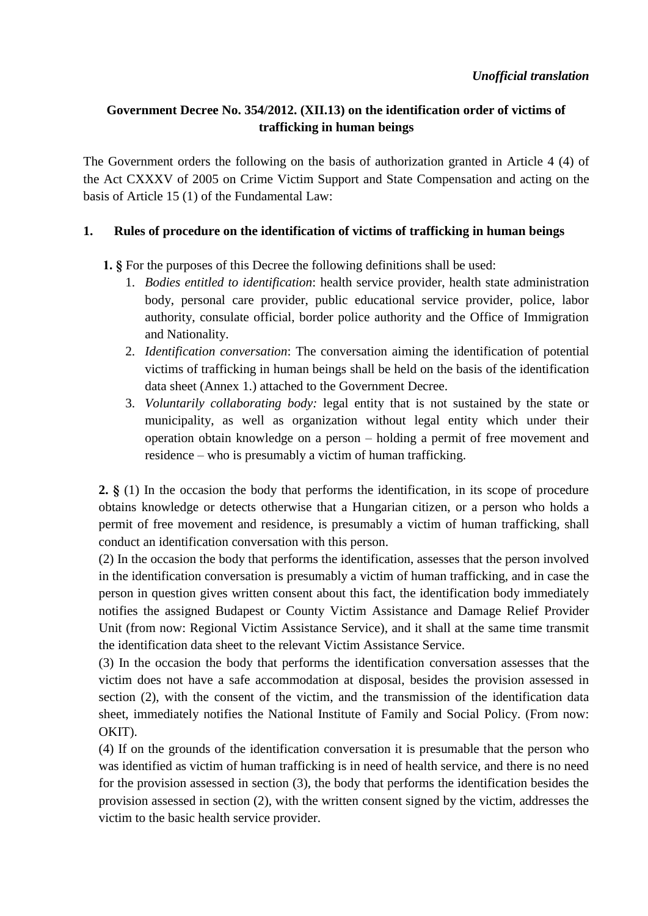*Unofficial translation*

**Government Decree No. 354/2012. (XII.13) on the identification order of victims of trafficking in human beings**

The Government orders the following on the basis of authorization granted in Article 4 (4) of the Act CXXXV of 2005 on Crime Victim Support and State Compensation and acting on the basis of Article 15 (1) of the Fundamental Law:

## 1. Rules of procedure on the identification of victims of trafficking in human beings

**1. §** For the purposes of this Decree the following definitions shall be used:

1. *Bodies entitled to identification*: health service provider, health state administration body, personal care provider, public educational service provider, police, labor authority, consulate official, border police authority and the Office of Immigration and Nationality.
2. *Identification conversation*: The conversation aiming the identification of potential victims of trafficking in human beings shall be held on the basis of the identification data sheet (Annex 1.) attached to the Government Decree.
3. *Voluntarily collaborating body:* legal entity that is not sustained by the state or municipality, as well as organization without legal entity which under their operation obtain knowledge on a person – holding a permit of free movement and residence – who is presumably a victim of human trafficking.

**2. §** (1) In the occasion the body that performs the identification, in its scope of procedure obtains knowledge or detects otherwise that a Hungarian citizen, or a person who holds a permit of free movement and residence, is presumably a victim of human trafficking, shall conduct an identification conversation with this person.

(2) In the occasion the body that performs the identification, assesses that the person involved in the identification conversation is presumably a victim of human trafficking, and in case the person in question gives written consent about this fact, the identification body immediately notifies the assigned Budapest or County Victim Assistance and Damage Relief Provider Unit (from now: Regional Victim Assistance Service), and it shall at the same time transmit the identification data sheet to the relevant Victim Assistance Service.

(3) In the occasion the body that performs the identification conversation assesses that the victim does not have a safe accommodation at disposal, besides the provision assessed in section (2), with the consent of the victim, and the transmission of the identification data sheet, immediately notifies the National Institute of Family and Social Policy. (From now: OKIT).

(4) If on the grounds of the identification conversation it is presumable that the person who was identified as victim of human trafficking is in need of health service, and there is no need for the provision assessed in section (3), the body that performs the identification besides the provision assessed in section (2), with the written consent signed by the victim, addresses the victim to the basic health service provider.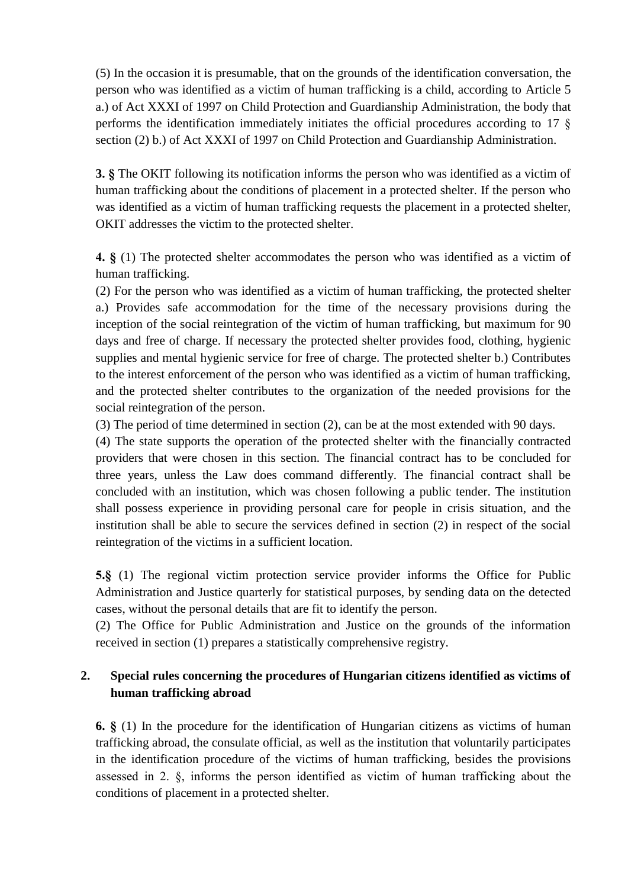(5) In the occasion it is presumable, that on the grounds of the identification conversation, the person who was identified as a victim of human trafficking is a child, according to Article 5 a.) of Act XXXI of 1997 on Child Protection and Guardianship Administration, the body that performs the identification immediately initiates the official procedures according to 17 § section (2) b.) of Act XXXI of 1997 on Child Protection and Guardianship Administration.

**3. §** The OKIT following its notification informs the person who was identified as a victim of human trafficking about the conditions of placement in a protected shelter. If the person who was identified as a victim of human trafficking requests the placement in a protected shelter, OKIT addresses the victim to the protected shelter.

**4. §** (1) The protected shelter accommodates the person who was identified as a victim of human trafficking.

(2) For the person who was identified as a victim of human trafficking, the protected shelter a.) Provides safe accommodation for the time of the necessary provisions during the inception of the social reintegration of the victim of human trafficking, but maximum for 90 days and free of charge. If necessary the protected shelter provides food, clothing, hygienic supplies and mental hygienic service for free of charge. The protected shelter b.) Contributes to the interest enforcement of the person who was identified as a victim of human trafficking, and the protected shelter contributes to the organization of the needed provisions for the social reintegration of the person.

(3) The period of time determined in section (2), can be at the most extended with 90 days.

(4) The state supports the operation of the protected shelter with the financially contracted providers that were chosen in this section. The financial contract has to be concluded for three years, unless the Law does command differently. The financial contract shall be concluded with an institution, which was chosen following a public tender. The institution shall possess experience in providing personal care for people in crisis situation, and the institution shall be able to secure the services defined in section (2) in respect of the social reintegration of the victims in a sufficient location.

**5.§** (1) The regional victim protection service provider informs the Office for Public Administration and Justice quarterly for statistical purposes, by sending data on the detected cases, without the personal details that are fit to identify the person.

(2) The Office for Public Administration and Justice on the grounds of the information received in section (1) prepares a statistically comprehensive registry.

## 2. Special rules concerning the procedures of Hungarian citizens identified as victims of human trafficking abroad

**6. §** (1) In the procedure for the identification of Hungarian citizens as victims of human trafficking abroad, the consulate official, as well as the institution that voluntarily participates in the identification procedure of the victims of human trafficking, besides the provisions assessed in 2. §, informs the person identified as victim of human trafficking about the conditions of placement in a protected shelter.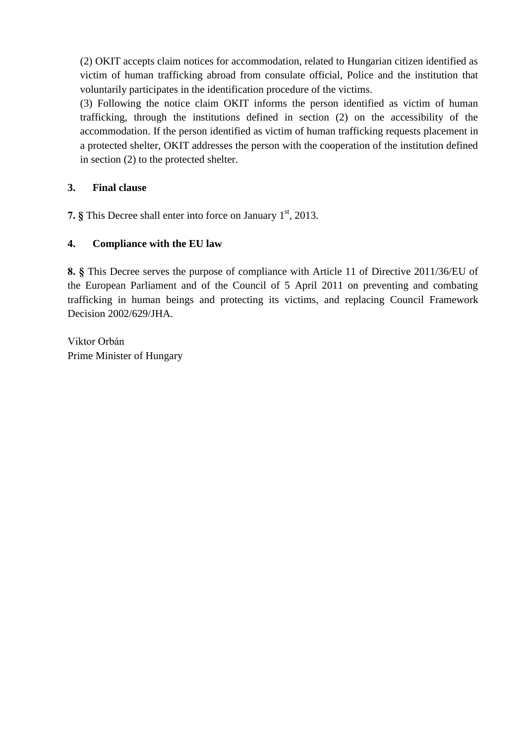(2) OKIT accepts claim notices for accommodation, related to Hungarian citizen identified as victim of human trafficking abroad from consulate official, Police and the institution that voluntarily participates in the identification procedure of the victims.

(3) Following the notice claim OKIT informs the person identified as victim of human trafficking, through the institutions defined in section (2) on the accessibility of the accommodation. If the person identified as victim of human trafficking requests placement in a protected shelter, OKIT addresses the person with the cooperation of the institution defined in section (2) to the protected shelter.

**3. Final clause**

**7. §** This Decree shall enter into force on January 1st, 2013.

**4. Compliance with the EU law**

**8. §** This Decree serves the purpose of compliance with Article 11 of Directive 2011/36/EU of the European Parliament and of the Council of 5 April 2011 on preventing and combating trafficking in human beings and protecting its victims, and replacing Council Framework Decision 2002/629/JHA.

Viktor Orbán
Prime Minister of Hungary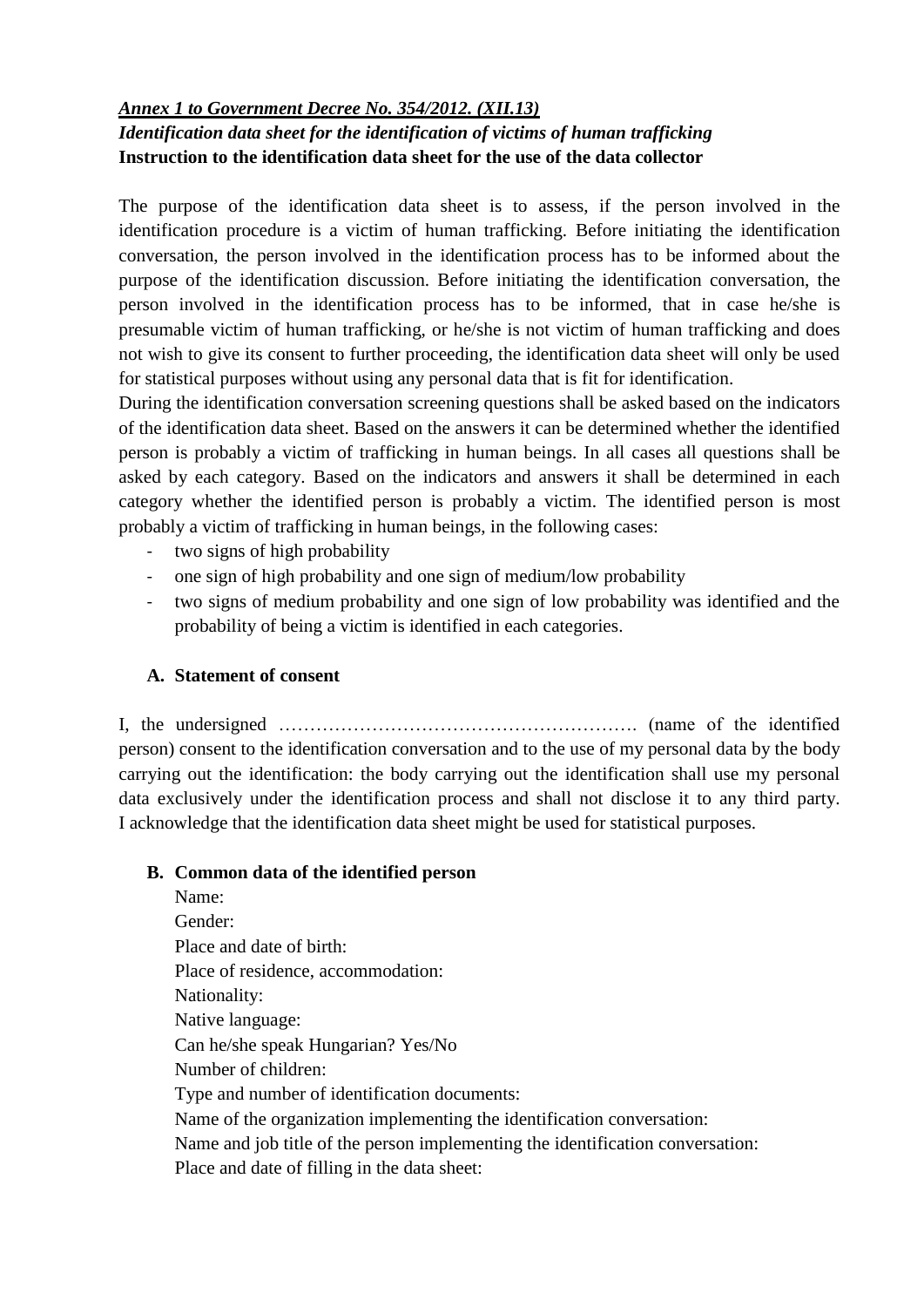***Annex 1 to Government Decree No. 354/2012. (XII.13)***

***Identification data sheet for the identification of victims of human trafficking***

**Instruction to the identification data sheet for the use of the data collector**

The purpose of the identification data sheet is to assess, if the person involved in the identification procedure is a victim of human trafficking. Before initiating the identification conversation, the person involved in the identification process has to be informed about the purpose of the identification discussion. Before initiating the identification conversation, the person involved in the identification process has to be informed, that in case he/she is presumable victim of human trafficking, or he/she is not victim of human trafficking and does not wish to give its consent to further proceeding, the identification data sheet will only be used for statistical purposes without using any personal data that is fit for identification.

During the identification conversation screening questions shall be asked based on the indicators of the identification data sheet. Based on the answers it can be determined whether the identified person is probably a victim of trafficking in human beings. In all cases all questions shall be asked by each category. Based on the indicators and answers it shall be determined in each category whether the identified person is probably a victim. The identified person is most probably a victim of trafficking in human beings, in the following cases:

- two signs of high probability
- one sign of high probability and one sign of medium/low probability
- two signs of medium probability and one sign of low probability was identified and the probability of being a victim is identified in each categories.

**A. Statement of consent**

I, the undersigned …………………………………………………. (name of the identified person) consent to the identification conversation and to the use of my personal data by the body carrying out the identification: the body carrying out the identification shall use my personal data exclusively under the identification process and shall not disclose it to any third party. I acknowledge that the identification data sheet might be used for statistical purposes.

**B. Common data of the identified person**

Name:
Gender:
Place and date of birth:
Place of residence, accommodation:
Nationality:
Native language:
Can he/she speak Hungarian? Yes/No
Number of children:
Type and number of identification documents:
Name of the organization implementing the identification conversation:
Name and job title of the person implementing the identification conversation:
Place and date of filling in the data sheet: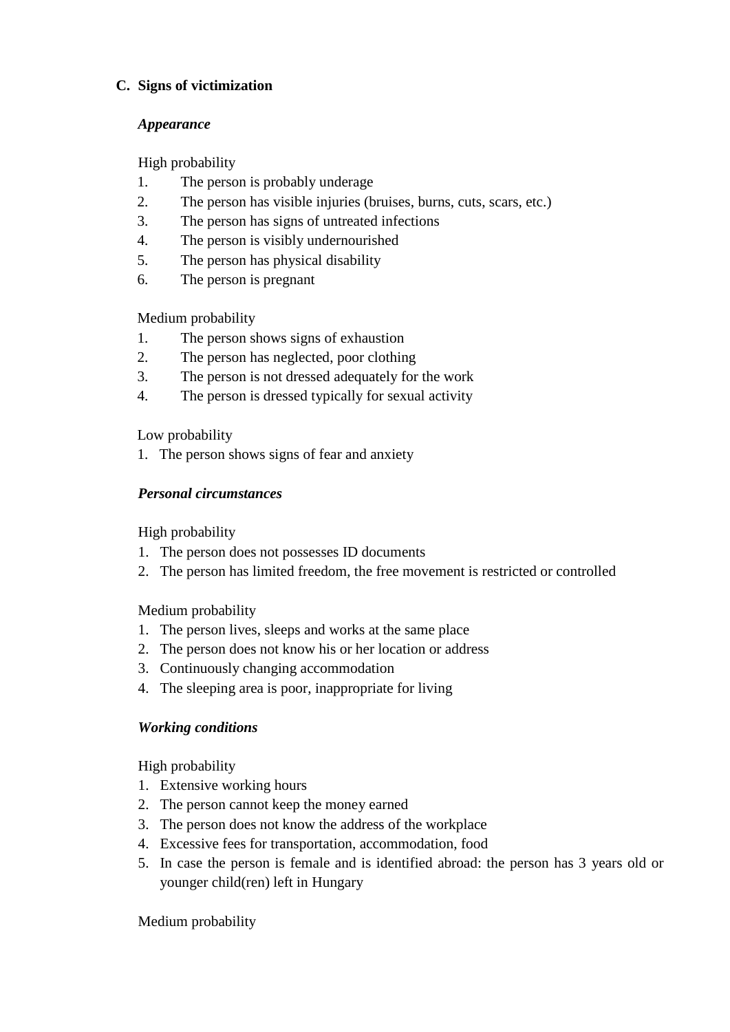## C. Signs of victimization

***Appearance***

High probability

1. The person is probably underage
2. The person has visible injuries (bruises, burns, cuts, scars, etc.)
3. The person has signs of untreated infections
4. The person is visibly undernourished
5. The person has physical disability
6. The person is pregnant

Medium probability

1. The person shows signs of exhaustion
2. The person has neglected, poor clothing
3. The person is not dressed adequately for the work
4. The person is dressed typically for sexual activity

Low probability

1. The person shows signs of fear and anxiety

***Personal circumstances***

High probability

1. The person does not possesses ID documents
2. The person has limited freedom, the free movement is restricted or controlled

Medium probability

1. The person lives, sleeps and works at the same place
2. The person does not know his or her location or address
3. Continuously changing accommodation
4. The sleeping area is poor, inappropriate for living

***Working conditions***

High probability

1. Extensive working hours
2. The person cannot keep the money earned
3. The person does not know the address of the workplace
4. Excessive fees for transportation, accommodation, food
5. In case the person is female and is identified abroad: the person has 3 years old or younger child(ren) left in Hungary

Medium probability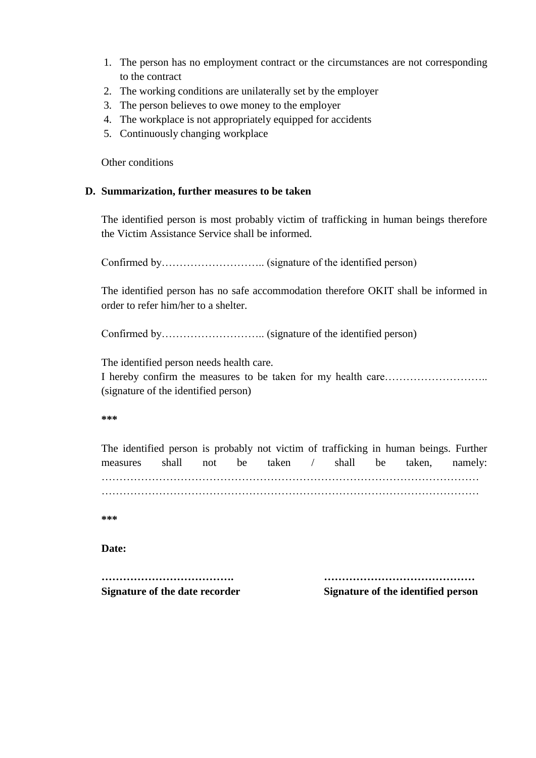1. The person has no employment contract or the circumstances are not corresponding to the contract
2. The working conditions are unilaterally set by the employer
3. The person believes to owe money to the employer
4. The workplace is not appropriately equipped for accidents
5. Continuously changing workplace

Other conditions

## D. Summarization, further measures to be taken

The identified person is most probably victim of trafficking in human beings therefore the Victim Assistance Service shall be informed.

Confirmed by……………………….. (signature of the identified person)

The identified person has no safe accommodation therefore OKIT shall be informed in order to refer him/her to a shelter.

Confirmed by……………………….. (signature of the identified person)

The identified person needs health care.
I hereby confirm the measures to be taken for my health care……………………….. (signature of the identified person)

**\*\*\***

The identified person is probably not victim of trafficking in human beings. Further measures shall not be taken / shall be taken, namely: …………………………………………………………………………………………
…………………………………………………………………………………………

**\*\*\***

**Date:**

**……………………………….** **Signature of the date recorder**

**……………………………………** **Signature of the identified person**